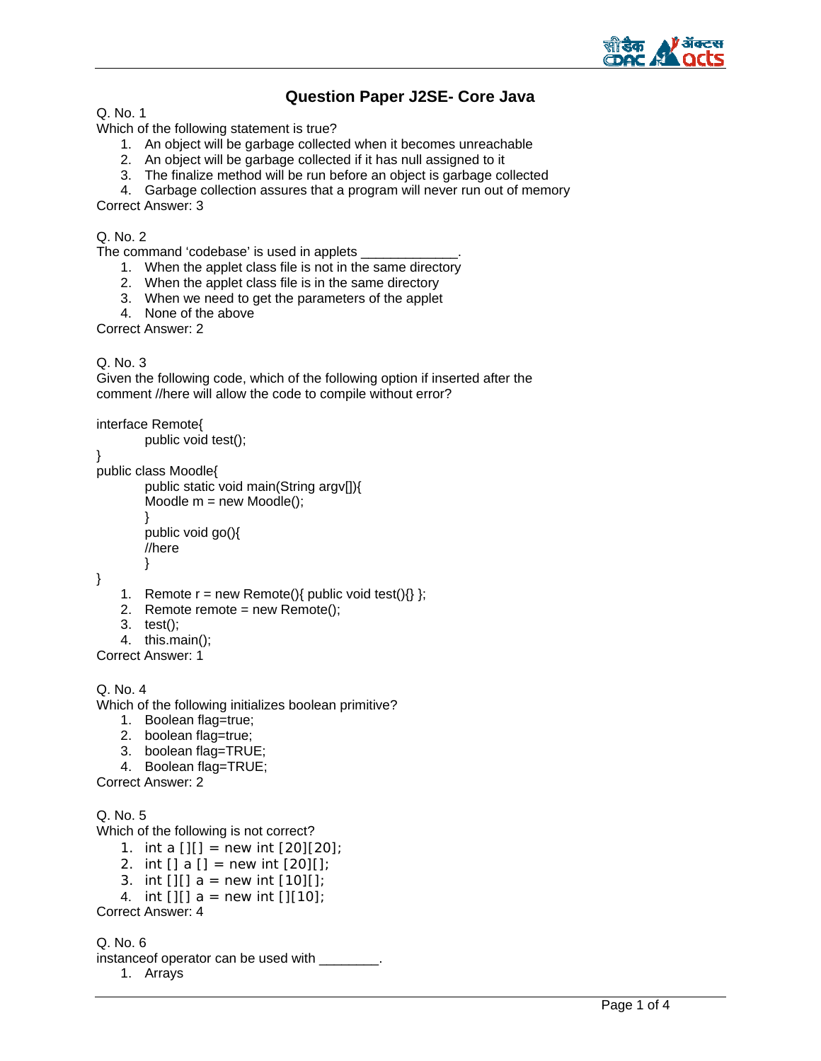# Question Paper J2SE- Core Java

Q. No. 1

Which of the following statement is true?

1. An object will be garbage collected when it becomes unreachable
2. An object will be garbage collected if it has null assigned to it
3. The finalize method will be run before an object is garbage collected
4. Garbage collection assures that a program will never run out of memory

Correct Answer: 3

Q. No. 2

The command ‘codebase’ is used in applets _____________.

1. When the applet class file is not in the same directory
2. When the applet class file is in the same directory
3. When we need to get the parameters of the applet
4. None of the above

Correct Answer: 2

Q. No. 3

Given the following code, which of the following option if inserted after the comment //here will allow the code to compile without error?

```
interface Remote{
        public void test();
}
public class Moodle{
        public static void main(String argv[]){
        Moodle m = new Moodle();
        }
        public void go(){
        //here
        }
}
```

1. Remote r = new Remote(){ public void test(){} };
2. Remote remote = new Remote();
3. test();
4. this.main();

Correct Answer: 1

Q. No. 4

Which of the following initializes boolean primitive?

1. Boolean flag=true;
2. boolean flag=true;
3. boolean flag=TRUE;
4. Boolean flag=TRUE;

Correct Answer: 2

Q. No. 5

Which of the following is not correct?

1. int a [][] = new int [20][20];
2. int [] a [] = new int [20][];
3. int [][] a = new int [10][];
4. int [][] a = new int [][10];

Correct Answer: 4

Q. No. 6

instanceof operator can be used with ________.

1. Arrays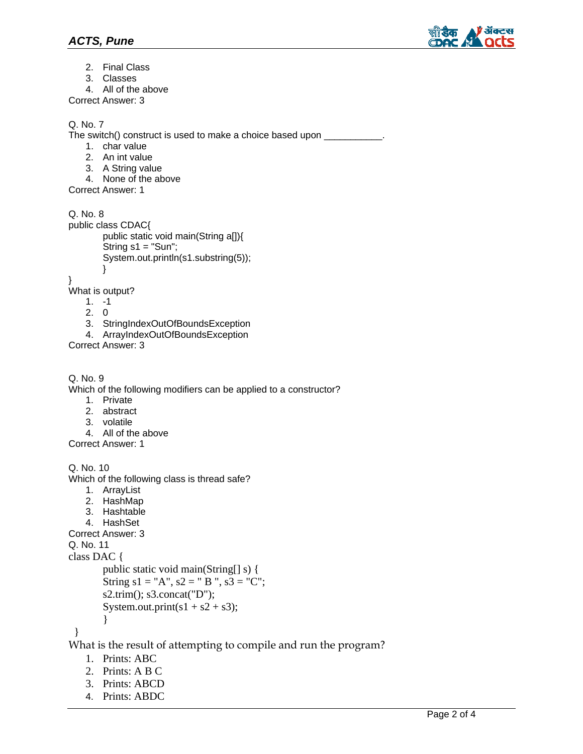2. Final Class
3. Classes
4. All of the above

Correct Answer: 3

Q. No. 7

The switch() construct is used to make a choice based upon ___________.

1. char value
2. An int value
3. A String value
4. None of the above

Correct Answer: 1

Q. No. 8

```
public class CDAC{
        public static void main(String a[]){
        String s1 = "Sun";
        System.out.println(s1.substring(5));
        }
}
```

What is output?

1. -1
2. 0
3. StringIndexOutOfBoundsException
4. ArrayIndexOutOfBoundsException

Correct Answer: 3

Q. No. 9

Which of the following modifiers can be applied to a constructor?

1. Private
2. abstract
3. volatile
4. All of the above

Correct Answer: 1

Q. No. 10

Which of the following class is thread safe?

1. ArrayList
2. HashMap
3. Hashtable
4. HashSet

Correct Answer: 3

Q. No. 11

```
class DAC {
        public static void main(String[] s) {
        String s1 = "A", s2 = " B ", s3 = "C";
        s2.trim(); s3.concat("D");
        System.out.print(s1 + s2 + s3);
        }
 }
```

What is the result of attempting to compile and run the program?

1. Prints: ABC
2. Prints: A B C
3. Prints: ABCD
4. Prints: ABDC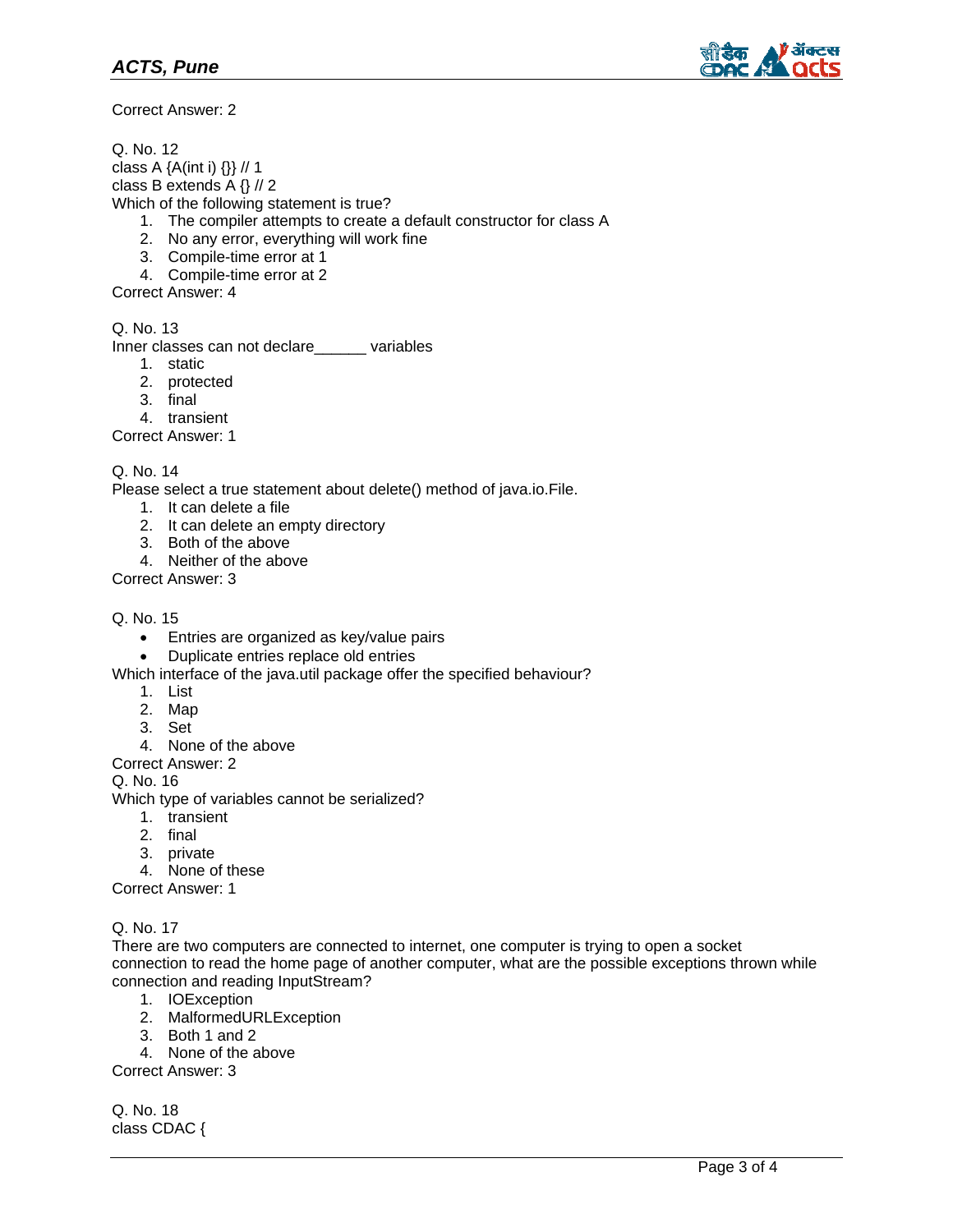Correct Answer: 2

Q. No. 12
class A {A(int i) {}} // 1
class B extends A {} // 2
Which of the following statement is true?

1. The compiler attempts to create a default constructor for class A
2. No any error, everything will work fine
3. Compile-time error at 1
4. Compile-time error at 2

Correct Answer: 4

Q. No. 13
Inner classes can not declare______ variables

1. static
2. protected
3. final
4. transient

Correct Answer: 1

Q. No. 14
Please select a true statement about delete() method of java.io.File.

1. It can delete a file
2. It can delete an empty directory
3. Both of the above
4. Neither of the above

Correct Answer: 3

Q. No. 15

- Entries are organized as key/value pairs
- Duplicate entries replace old entries

Which interface of the java.util package offer the specified behaviour?

1. List
2. Map
3. Set
4. None of the above

Correct Answer: 2

Q. No. 16
Which type of variables cannot be serialized?

1. transient
2. final
3. private
4. None of these

Correct Answer: 1

Q. No. 17
There are two computers are connected to internet, one computer is trying to open a socket connection to read the home page of another computer, what are the possible exceptions thrown while connection and reading InputStream?

1. IOException
2. MalformedURLException
3. Both 1 and 2
4. None of the above

Correct Answer: 3

Q. No. 18
class CDAC {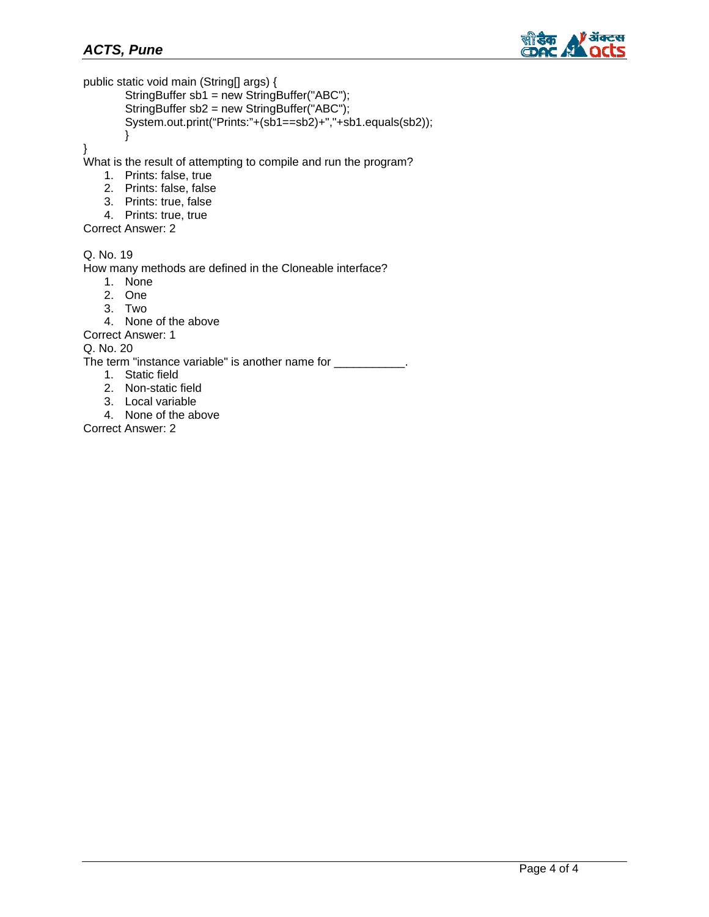```
public static void main (String[] args) {
        StringBuffer sb1 = new StringBuffer("ABC");
        StringBuffer sb2 = new StringBuffer("ABC");
        System.out.print("Prints:"+(sb1==sb2)+","+sb1.equals(sb2));
        }
}
```

What is the result of attempting to compile and run the program?

1. Prints: false, true
2. Prints: false, false
3. Prints: true, false
4. Prints: true, true

Correct Answer: 2

Q. No. 19

How many methods are defined in the Cloneable interface?

1. None
2. One
3. Two
4. None of the above

Correct Answer: 1

Q. No. 20

The term "instance variable" is another name for ___________.

1. Static field
2. Non-static field
3. Local variable
4. None of the above

Correct Answer: 2